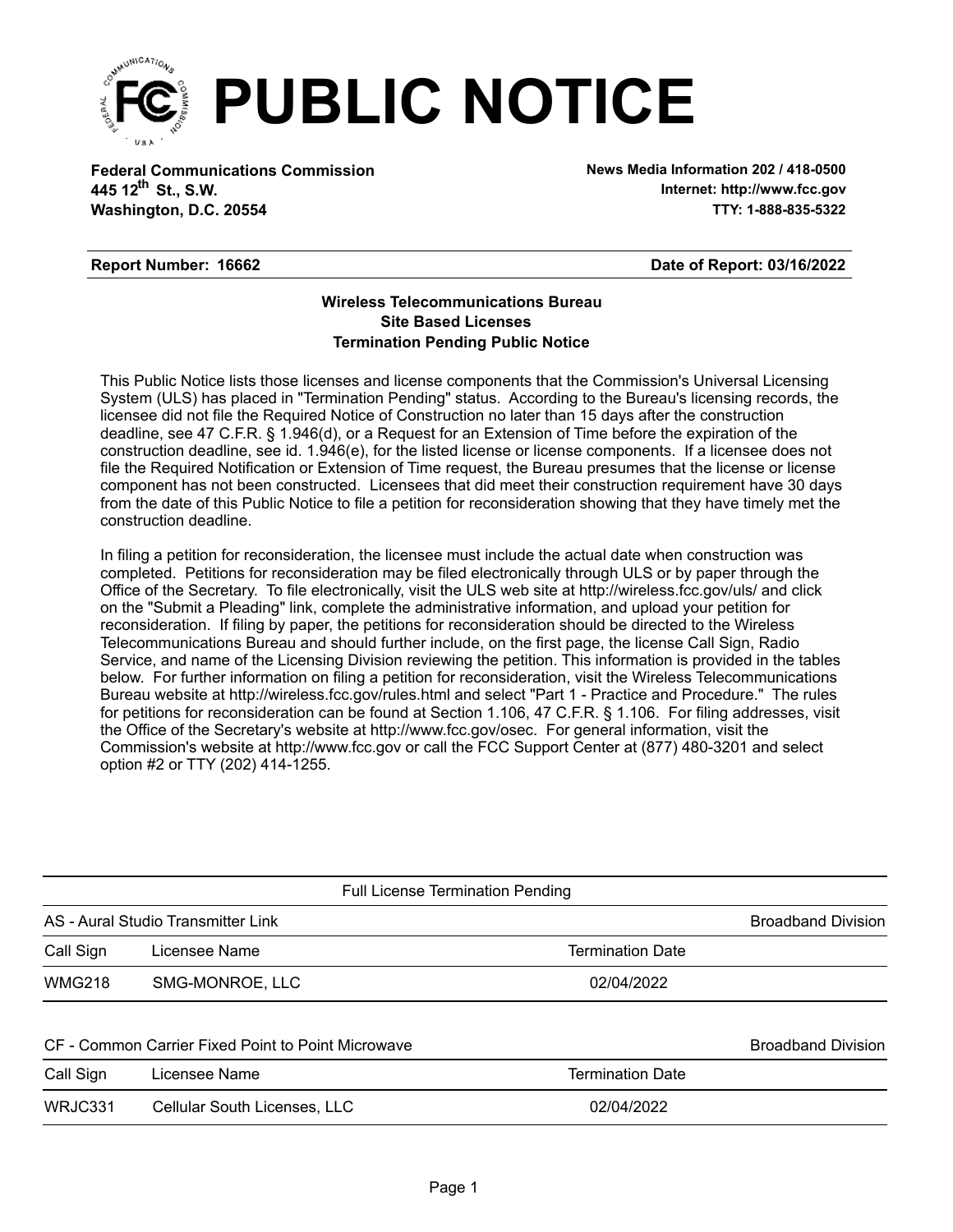# PUBLIC NOTICE

**Federal Communications Commission**
**445 12th St., S.W.**
**Washington, D.C. 20554**

**News Media Information 202 / 418-0500**
**Internet: http://www.fcc.gov**
**TTY: 1-888-835-5322**

**Report Number: 16662** | **Date of Report: 03/16/2022**

**Wireless Telecommunications Bureau**
**Site Based Licenses**
**Termination Pending Public Notice**

This Public Notice lists those licenses and license components that the Commission's Universal Licensing System (ULS) has placed in "Termination Pending" status. According to the Bureau's licensing records, the licensee did not file the Required Notice of Construction no later than 15 days after the construction deadline, see 47 C.F.R. § 1.946(d), or a Request for an Extension of Time before the expiration of the construction deadline, see id. 1.946(e), for the listed license or license components. If a licensee does not file the Required Notification or Extension of Time request, the Bureau presumes that the license or license component has not been constructed. Licensees that did meet their construction requirement have 30 days from the date of this Public Notice to file a petition for reconsideration showing that they have timely met the construction deadline.

In filing a petition for reconsideration, the licensee must include the actual date when construction was completed. Petitions for reconsideration may be filed electronically through ULS or by paper through the Office of the Secretary. To file electronically, visit the ULS web site at http://wireless.fcc.gov/uls/ and click on the "Submit a Pleading" link, complete the administrative information, and upload your petition for reconsideration. If filing by paper, the petitions for reconsideration should be directed to the Wireless Telecommunications Bureau and should further include, on the first page, the license Call Sign, Radio Service, and name of the Licensing Division reviewing the petition. This information is provided in the tables below. For further information on filing a petition for reconsideration, visit the Wireless Telecommunications Bureau website at http://wireless.fcc.gov/rules.html and select "Part 1 - Practice and Procedure." The rules for petitions for reconsideration can be found at Section 1.106, 47 C.F.R. § 1.106. For filing addresses, visit the Office of the Secretary's website at http://www.fcc.gov/osec. For general information, visit the Commission's website at http://www.fcc.gov or call the FCC Support Center at (877) 480-3201 and select option #2 or TTY (202) 414-1255.

Full License Termination Pending

AS - Aural Studio Transmitter Link — Broadband Division

| Call Sign | Licensee Name | Termination Date |
|---|---|---|
| WMG218 | SMG-MONROE, LLC | 02/04/2022 |

CF - Common Carrier Fixed Point to Point Microwave — Broadband Division

| Call Sign | Licensee Name | Termination Date |
|---|---|---|
| WRJC331 | Cellular South Licenses, LLC | 02/04/2022 |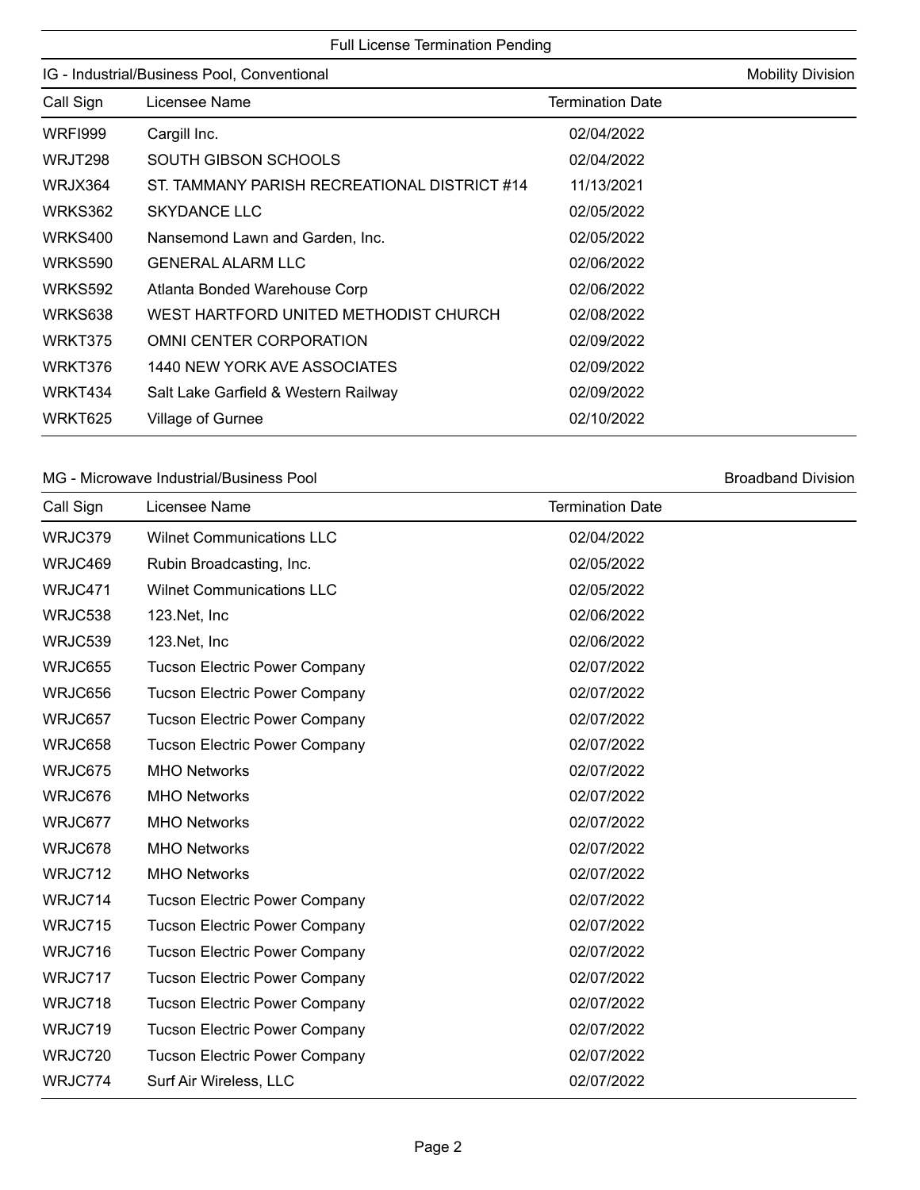Full License Termination Pending

IG - Industrial/Business Pool, Conventional — Mobility Division

| Call Sign | Licensee Name | Termination Date |
|---|---|---|
| WRFI999 | Cargill Inc. | 02/04/2022 |
| WRJT298 | SOUTH GIBSON SCHOOLS | 02/04/2022 |
| WRJX364 | ST. TAMMANY PARISH RECREATIONAL DISTRICT #14 | 11/13/2021 |
| WRKS362 | SKYDANCE LLC | 02/05/2022 |
| WRKS400 | Nansemond Lawn and Garden, Inc. | 02/05/2022 |
| WRKS590 | GENERAL ALARM LLC | 02/06/2022 |
| WRKS592 | Atlanta Bonded Warehouse Corp | 02/06/2022 |
| WRKS638 | WEST HARTFORD UNITED METHODIST CHURCH | 02/08/2022 |
| WRKT375 | OMNI CENTER CORPORATION | 02/09/2022 |
| WRKT376 | 1440 NEW YORK AVE ASSOCIATES | 02/09/2022 |
| WRKT434 | Salt Lake Garfield & Western Railway | 02/09/2022 |
| WRKT625 | Village of Gurnee | 02/10/2022 |

MG - Microwave Industrial/Business Pool — Broadband Division

| Call Sign | Licensee Name | Termination Date |
|---|---|---|
| WRJC379 | Wilnet Communications LLC | 02/04/2022 |
| WRJC469 | Rubin Broadcasting, Inc. | 02/05/2022 |
| WRJC471 | Wilnet Communications LLC | 02/05/2022 |
| WRJC538 | 123.Net, Inc | 02/06/2022 |
| WRJC539 | 123.Net, Inc | 02/06/2022 |
| WRJC655 | Tucson Electric Power Company | 02/07/2022 |
| WRJC656 | Tucson Electric Power Company | 02/07/2022 |
| WRJC657 | Tucson Electric Power Company | 02/07/2022 |
| WRJC658 | Tucson Electric Power Company | 02/07/2022 |
| WRJC675 | MHO Networks | 02/07/2022 |
| WRJC676 | MHO Networks | 02/07/2022 |
| WRJC677 | MHO Networks | 02/07/2022 |
| WRJC678 | MHO Networks | 02/07/2022 |
| WRJC712 | MHO Networks | 02/07/2022 |
| WRJC714 | Tucson Electric Power Company | 02/07/2022 |
| WRJC715 | Tucson Electric Power Company | 02/07/2022 |
| WRJC716 | Tucson Electric Power Company | 02/07/2022 |
| WRJC717 | Tucson Electric Power Company | 02/07/2022 |
| WRJC718 | Tucson Electric Power Company | 02/07/2022 |
| WRJC719 | Tucson Electric Power Company | 02/07/2022 |
| WRJC720 | Tucson Electric Power Company | 02/07/2022 |
| WRJC774 | Surf Air Wireless, LLC | 02/07/2022 |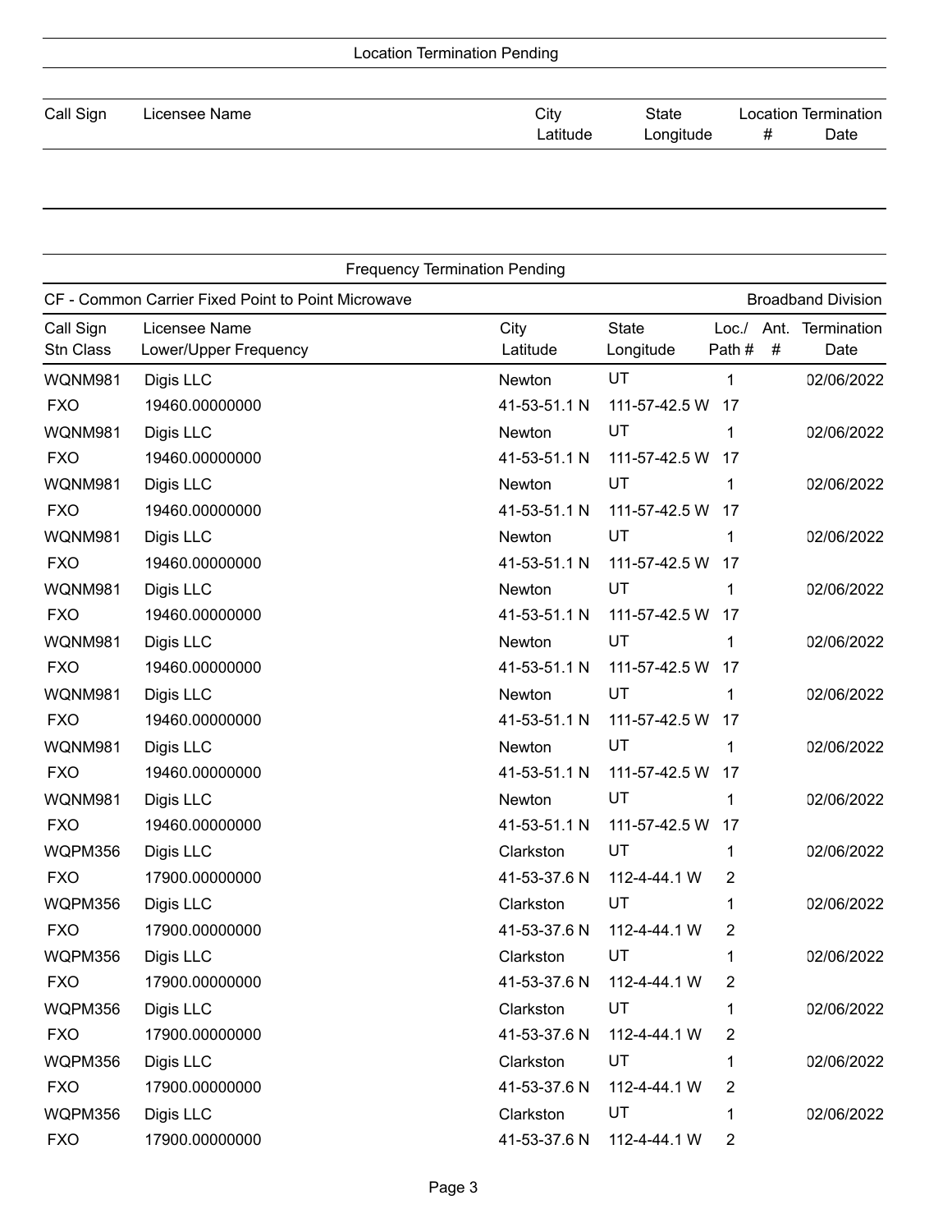## Location Termination Pending

| Call Sign | Licensee Name | City<br>Latitude | State<br>Longitude | Location<br>\# | Termination<br>Date |
|---|---|---|---|---|---|

## Frequency Termination Pending

CF - Common Carrier Fixed Point to Point Microwave — Broadband Division

| Call Sign<br>Stn Class | Licensee Name<br>Lower/Upper Frequency | City<br>Latitude | State<br>Longitude | Loc./<br>Path # | Ant.<br>\# | Termination<br>Date |
|---|---|---|---|---|---|---|
| WQNM981 | Digis LLC | Newton | UT | 1 | | 02/06/2022 |
| FXO | 19460.00000000 | 41-53-51.1 N | 111-57-42.5 W | 17 | | |
| WQNM981 | Digis LLC | Newton | UT | 1 | | 02/06/2022 |
| FXO | 19460.00000000 | 41-53-51.1 N | 111-57-42.5 W | 17 | | |
| WQNM981 | Digis LLC | Newton | UT | 1 | | 02/06/2022 |
| FXO | 19460.00000000 | 41-53-51.1 N | 111-57-42.5 W | 17 | | |
| WQNM981 | Digis LLC | Newton | UT | 1 | | 02/06/2022 |
| FXO | 19460.00000000 | 41-53-51.1 N | 111-57-42.5 W | 17 | | |
| WQNM981 | Digis LLC | Newton | UT | 1 | | 02/06/2022 |
| FXO | 19460.00000000 | 41-53-51.1 N | 111-57-42.5 W | 17 | | |
| WQNM981 | Digis LLC | Newton | UT | 1 | | 02/06/2022 |
| FXO | 19460.00000000 | 41-53-51.1 N | 111-57-42.5 W | 17 | | |
| WQNM981 | Digis LLC | Newton | UT | 1 | | 02/06/2022 |
| FXO | 19460.00000000 | 41-53-51.1 N | 111-57-42.5 W | 17 | | |
| WQNM981 | Digis LLC | Newton | UT | 1 | | 02/06/2022 |
| FXO | 19460.00000000 | 41-53-51.1 N | 111-57-42.5 W | 17 | | |
| WQNM981 | Digis LLC | Newton | UT | 1 | | 02/06/2022 |
| FXO | 19460.00000000 | 41-53-51.1 N | 111-57-42.5 W | 17 | | |
| WQPM356 | Digis LLC | Clarkston | UT | 1 | | 02/06/2022 |
| FXO | 17900.00000000 | 41-53-37.6 N | 112-4-44.1 W | 2 | | |
| WQPM356 | Digis LLC | Clarkston | UT | 1 | | 02/06/2022 |
| FXO | 17900.00000000 | 41-53-37.6 N | 112-4-44.1 W | 2 | | |
| WQPM356 | Digis LLC | Clarkston | UT | 1 | | 02/06/2022 |
| FXO | 17900.00000000 | 41-53-37.6 N | 112-4-44.1 W | 2 | | |
| WQPM356 | Digis LLC | Clarkston | UT | 1 | | 02/06/2022 |
| FXO | 17900.00000000 | 41-53-37.6 N | 112-4-44.1 W | 2 | | |
| WQPM356 | Digis LLC | Clarkston | UT | 1 | | 02/06/2022 |
| FXO | 17900.00000000 | 41-53-37.6 N | 112-4-44.1 W | 2 | | |
| WQPM356 | Digis LLC | Clarkston | UT | 1 | | 02/06/2022 |
| FXO | 17900.00000000 | 41-53-37.6 N | 112-4-44.1 W | 2 | | |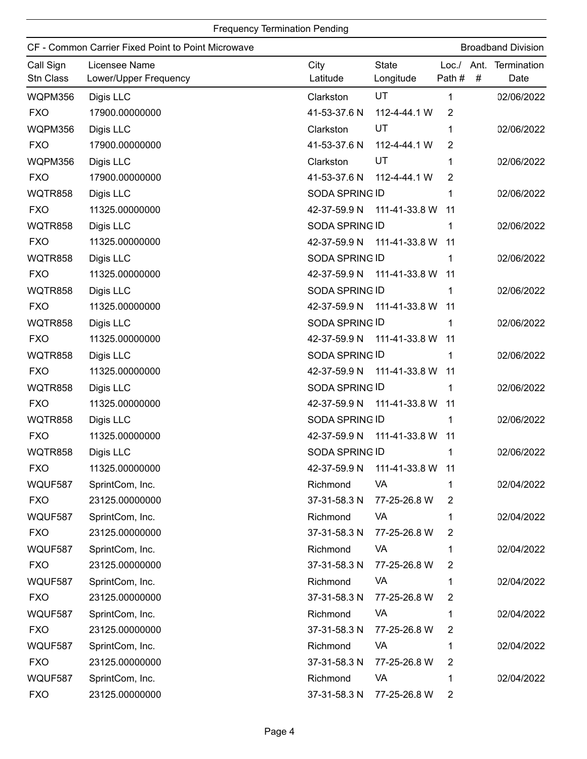Frequency Termination Pending

CF - Common Carrier Fixed Point to Point Microwave | Broadband Division

| Call Sign<br>Stn Class | Licensee Name<br>Lower/Upper Frequency | City<br>Latitude | State<br>Longitude | Loc./<br>Path # | Ant.<br># | Termination<br>Date |
|---|---|---|---|---|---|---|
| WQPM356 | Digis LLC | Clarkston | UT | 1 | | 02/06/2022 |
| FXO | 17900.00000000 | 41-53-37.6 N | 112-4-44.1 W | 2 | | |
| WQPM356 | Digis LLC | Clarkston | UT | 1 | | 02/06/2022 |
| FXO | 17900.00000000 | 41-53-37.6 N | 112-4-44.1 W | 2 | | |
| WQPM356 | Digis LLC | Clarkston | UT | 1 | | 02/06/2022 |
| FXO | 17900.00000000 | 41-53-37.6 N | 112-4-44.1 W | 2 | | |
| WQTR858 | Digis LLC | SODA SPRING | ID | 1 | | 02/06/2022 |
| FXO | 11325.00000000 | 42-37-59.9 N | 111-41-33.8 W | 11 | | |
| WQTR858 | Digis LLC | SODA SPRING | ID | 1 | | 02/06/2022 |
| FXO | 11325.00000000 | 42-37-59.9 N | 111-41-33.8 W | 11 | | |
| WQTR858 | Digis LLC | SODA SPRING | ID | 1 | | 02/06/2022 |
| FXO | 11325.00000000 | 42-37-59.9 N | 111-41-33.8 W | 11 | | |
| WQTR858 | Digis LLC | SODA SPRING | ID | 1 | | 02/06/2022 |
| FXO | 11325.00000000 | 42-37-59.9 N | 111-41-33.8 W | 11 | | |
| WQTR858 | Digis LLC | SODA SPRING | ID | 1 | | 02/06/2022 |
| FXO | 11325.00000000 | 42-37-59.9 N | 111-41-33.8 W | 11 | | |
| WQTR858 | Digis LLC | SODA SPRING | ID | 1 | | 02/06/2022 |
| FXO | 11325.00000000 | 42-37-59.9 N | 111-41-33.8 W | 11 | | |
| WQTR858 | Digis LLC | SODA SPRING | ID | 1 | | 02/06/2022 |
| FXO | 11325.00000000 | 42-37-59.9 N | 111-41-33.8 W | 11 | | |
| WQTR858 | Digis LLC | SODA SPRING | ID | 1 | | 02/06/2022 |
| FXO | 11325.00000000 | 42-37-59.9 N | 111-41-33.8 W | 11 | | |
| WQTR858 | Digis LLC | SODA SPRING | ID | 1 | | 02/06/2022 |
| FXO | 11325.00000000 | 42-37-59.9 N | 111-41-33.8 W | 11 | | |
| WQUF587 | SprintCom, Inc. | Richmond | VA | 1 | | 02/04/2022 |
| FXO | 23125.00000000 | 37-31-58.3 N | 77-25-26.8 W | 2 | | |
| WQUF587 | SprintCom, Inc. | Richmond | VA | 1 | | 02/04/2022 |
| FXO | 23125.00000000 | 37-31-58.3 N | 77-25-26.8 W | 2 | | |
| WQUF587 | SprintCom, Inc. | Richmond | VA | 1 | | 02/04/2022 |
| FXO | 23125.00000000 | 37-31-58.3 N | 77-25-26.8 W | 2 | | |
| WQUF587 | SprintCom, Inc. | Richmond | VA | 1 | | 02/04/2022 |
| FXO | 23125.00000000 | 37-31-58.3 N | 77-25-26.8 W | 2 | | |
| WQUF587 | SprintCom, Inc. | Richmond | VA | 1 | | 02/04/2022 |
| FXO | 23125.00000000 | 37-31-58.3 N | 77-25-26.8 W | 2 | | |
| WQUF587 | SprintCom, Inc. | Richmond | VA | 1 | | 02/04/2022 |
| FXO | 23125.00000000 | 37-31-58.3 N | 77-25-26.8 W | 2 | | |
| WQUF587 | SprintCom, Inc. | Richmond | VA | 1 | | 02/04/2022 |
| FXO | 23125.00000000 | 37-31-58.3 N | 77-25-26.8 W | 2 | | |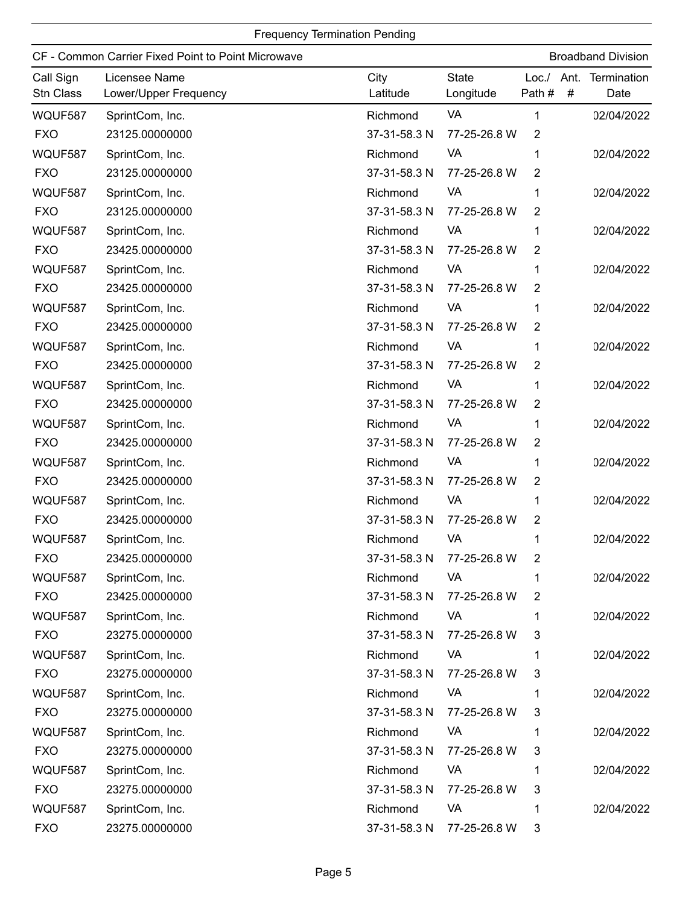Frequency Termination Pending

CF - Common Carrier Fixed Point to Point Microwave | Broadband Division

| Call Sign<br>Stn Class | Licensee Name<br>Lower/Upper Frequency | City<br>Latitude | State<br>Longitude | Loc./<br>Path # | Ant.<br># | Termination<br>Date |
|---|---|---|---|---|---|---|
| WQUF587<br>FXO | SprintCom, Inc.<br>23125.00000000 | Richmond<br>37-31-58.3 N | VA<br>77-25-26.8 W | 1<br>2 | | 02/04/2022 |
| WQUF587<br>FXO | SprintCom, Inc.<br>23125.00000000 | Richmond<br>37-31-58.3 N | VA<br>77-25-26.8 W | 1<br>2 | | 02/04/2022 |
| WQUF587<br>FXO | SprintCom, Inc.<br>23125.00000000 | Richmond<br>37-31-58.3 N | VA<br>77-25-26.8 W | 1<br>2 | | 02/04/2022 |
| WQUF587<br>FXO | SprintCom, Inc.<br>23425.00000000 | Richmond<br>37-31-58.3 N | VA<br>77-25-26.8 W | 1<br>2 | | 02/04/2022 |
| WQUF587<br>FXO | SprintCom, Inc.<br>23425.00000000 | Richmond<br>37-31-58.3 N | VA<br>77-25-26.8 W | 1<br>2 | | 02/04/2022 |
| WQUF587<br>FXO | SprintCom, Inc.<br>23425.00000000 | Richmond<br>37-31-58.3 N | VA<br>77-25-26.8 W | 1<br>2 | | 02/04/2022 |
| WQUF587<br>FXO | SprintCom, Inc.<br>23425.00000000 | Richmond<br>37-31-58.3 N | VA<br>77-25-26.8 W | 1<br>2 | | 02/04/2022 |
| WQUF587<br>FXO | SprintCom, Inc.<br>23425.00000000 | Richmond<br>37-31-58.3 N | VA<br>77-25-26.8 W | 1<br>2 | | 02/04/2022 |
| WQUF587<br>FXO | SprintCom, Inc.<br>23425.00000000 | Richmond<br>37-31-58.3 N | VA<br>77-25-26.8 W | 1<br>2 | | 02/04/2022 |
| WQUF587<br>FXO | SprintCom, Inc.<br>23425.00000000 | Richmond<br>37-31-58.3 N | VA<br>77-25-26.8 W | 1<br>2 | | 02/04/2022 |
| WQUF587<br>FXO | SprintCom, Inc.<br>23425.00000000 | Richmond<br>37-31-58.3 N | VA<br>77-25-26.8 W | 1<br>2 | | 02/04/2022 |
| WQUF587<br>FXO | SprintCom, Inc.<br>23425.00000000 | Richmond<br>37-31-58.3 N | VA<br>77-25-26.8 W | 1<br>2 | | 02/04/2022 |
| WQUF587<br>FXO | SprintCom, Inc.<br>23425.00000000 | Richmond<br>37-31-58.3 N | VA<br>77-25-26.8 W | 1<br>2 | | 02/04/2022 |
| WQUF587<br>FXO | SprintCom, Inc.<br>23275.00000000 | Richmond<br>37-31-58.3 N | VA<br>77-25-26.8 W | 1<br>3 | | 02/04/2022 |
| WQUF587<br>FXO | SprintCom, Inc.<br>23275.00000000 | Richmond<br>37-31-58.3 N | VA<br>77-25-26.8 W | 1<br>3 | | 02/04/2022 |
| WQUF587<br>FXO | SprintCom, Inc.<br>23275.00000000 | Richmond<br>37-31-58.3 N | VA<br>77-25-26.8 W | 1<br>3 | | 02/04/2022 |
| WQUF587<br>FXO | SprintCom, Inc.<br>23275.00000000 | Richmond<br>37-31-58.3 N | VA<br>77-25-26.8 W | 1<br>3 | | 02/04/2022 |
| WQUF587<br>FXO | SprintCom, Inc.<br>23275.00000000 | Richmond<br>37-31-58.3 N | VA<br>77-25-26.8 W | 1<br>3 | | 02/04/2022 |
| WQUF587<br>FXO | SprintCom, Inc.<br>23275.00000000 | Richmond<br>37-31-58.3 N | VA<br>77-25-26.8 W | 1<br>3 | | 02/04/2022 |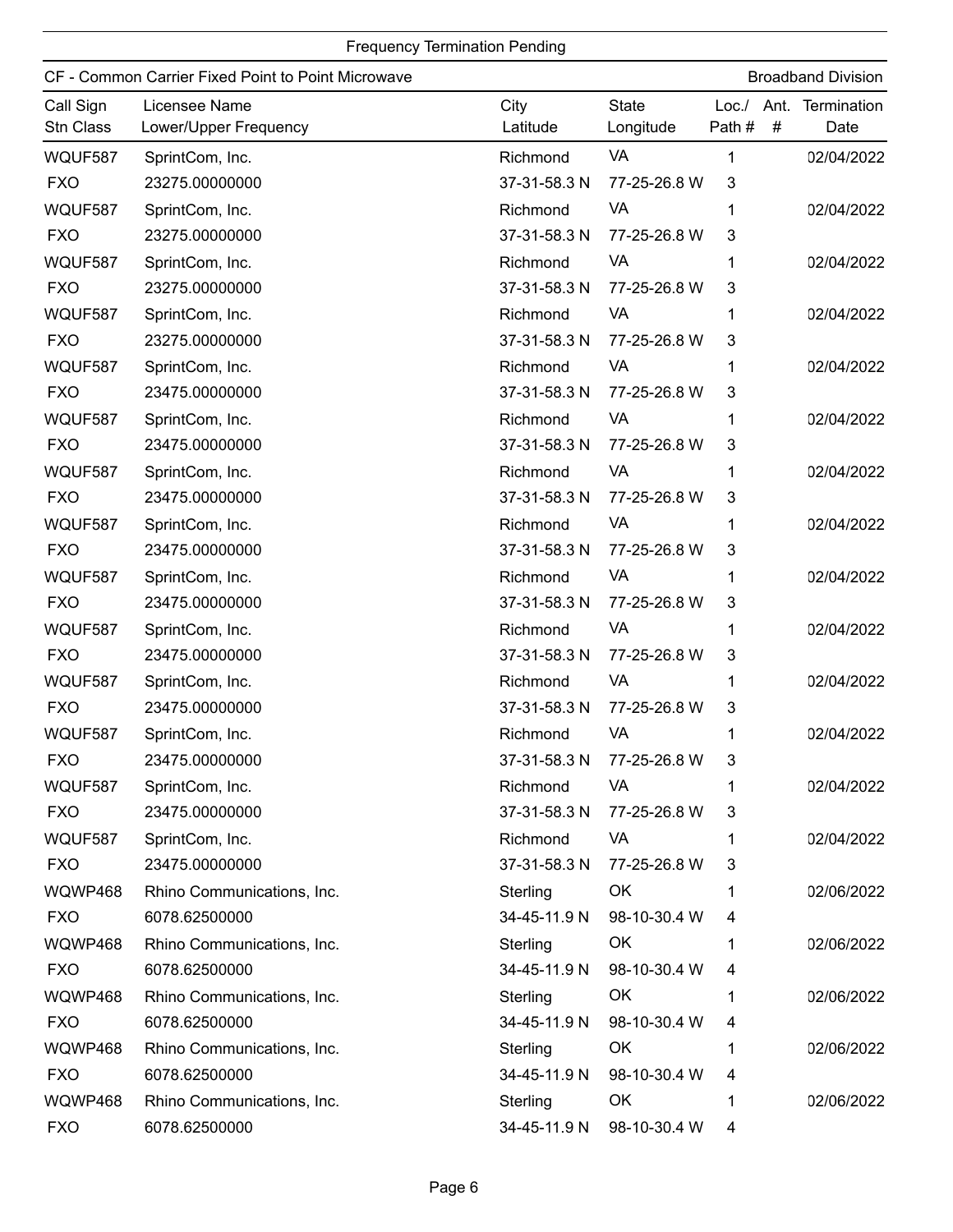Frequency Termination Pending

CF - Common Carrier Fixed Point to Point Microwave — Broadband Division

| Call Sign<br>Stn Class | Licensee Name<br>Lower/Upper Frequency | City<br>Latitude | State<br>Longitude | Loc./<br>Path # | Ant.<br># | Termination<br>Date |
|---|---|---|---|---|---|---|
| WQUF587<br>FXO | SprintCom, Inc.<br>23275.00000000 | Richmond<br>37-31-58.3 N | VA<br>77-25-26.8 W | 1<br>3 | | 02/04/2022 |
| WQUF587<br>FXO | SprintCom, Inc.<br>23275.00000000 | Richmond<br>37-31-58.3 N | VA<br>77-25-26.8 W | 1<br>3 | | 02/04/2022 |
| WQUF587<br>FXO | SprintCom, Inc.<br>23275.00000000 | Richmond<br>37-31-58.3 N | VA<br>77-25-26.8 W | 1<br>3 | | 02/04/2022 |
| WQUF587<br>FXO | SprintCom, Inc.<br>23275.00000000 | Richmond<br>37-31-58.3 N | VA<br>77-25-26.8 W | 1<br>3 | | 02/04/2022 |
| WQUF587<br>FXO | SprintCom, Inc.<br>23475.00000000 | Richmond<br>37-31-58.3 N | VA<br>77-25-26.8 W | 1<br>3 | | 02/04/2022 |
| WQUF587<br>FXO | SprintCom, Inc.<br>23475.00000000 | Richmond<br>37-31-58.3 N | VA<br>77-25-26.8 W | 1<br>3 | | 02/04/2022 |
| WQUF587<br>FXO | SprintCom, Inc.<br>23475.00000000 | Richmond<br>37-31-58.3 N | VA<br>77-25-26.8 W | 1<br>3 | | 02/04/2022 |
| WQUF587<br>FXO | SprintCom, Inc.<br>23475.00000000 | Richmond<br>37-31-58.3 N | VA<br>77-25-26.8 W | 1<br>3 | | 02/04/2022 |
| WQUF587<br>FXO | SprintCom, Inc.<br>23475.00000000 | Richmond<br>37-31-58.3 N | VA<br>77-25-26.8 W | 1<br>3 | | 02/04/2022 |
| WQUF587<br>FXO | SprintCom, Inc.<br>23475.00000000 | Richmond<br>37-31-58.3 N | VA<br>77-25-26.8 W | 1<br>3 | | 02/04/2022 |
| WQUF587<br>FXO | SprintCom, Inc.<br>23475.00000000 | Richmond<br>37-31-58.3 N | VA<br>77-25-26.8 W | 1<br>3 | | 02/04/2022 |
| WQUF587<br>FXO | SprintCom, Inc.<br>23475.00000000 | Richmond<br>37-31-58.3 N | VA<br>77-25-26.8 W | 1<br>3 | | 02/04/2022 |
| WQUF587<br>FXO | SprintCom, Inc.<br>23475.00000000 | Richmond<br>37-31-58.3 N | VA<br>77-25-26.8 W | 1<br>3 | | 02/04/2022 |
| WQUF587<br>FXO | SprintCom, Inc.<br>23475.00000000 | Richmond<br>37-31-58.3 N | VA<br>77-25-26.8 W | 1<br>3 | | 02/04/2022 |
| WQWP468<br>FXO | Rhino Communications, Inc.<br>6078.62500000 | Sterling<br>34-45-11.9 N | OK<br>98-10-30.4 W | 1<br>4 | | 02/06/2022 |
| WQWP468<br>FXO | Rhino Communications, Inc.<br>6078.62500000 | Sterling<br>34-45-11.9 N | OK<br>98-10-30.4 W | 1<br>4 | | 02/06/2022 |
| WQWP468<br>FXO | Rhino Communications, Inc.<br>6078.62500000 | Sterling<br>34-45-11.9 N | OK<br>98-10-30.4 W | 1<br>4 | | 02/06/2022 |
| WQWP468<br>FXO | Rhino Communications, Inc.<br>6078.62500000 | Sterling<br>34-45-11.9 N | OK<br>98-10-30.4 W | 1<br>4 | | 02/06/2022 |
| WQWP468<br>FXO | Rhino Communications, Inc.<br>6078.62500000 | Sterling<br>34-45-11.9 N | OK<br>98-10-30.4 W | 1<br>4 | | 02/06/2022 |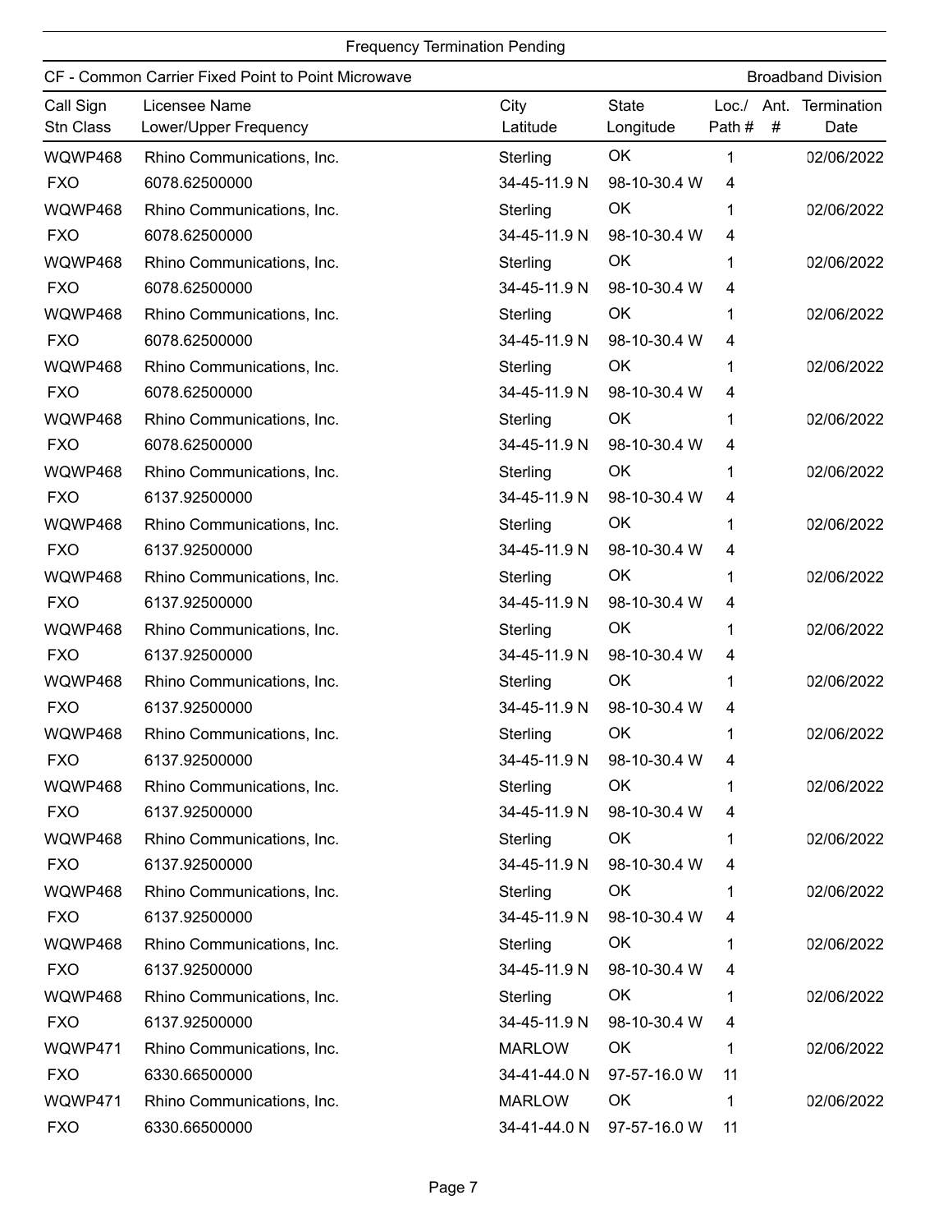Frequency Termination Pending

CF - Common Carrier Fixed Point to Point Microwave | Broadband Division

| Call Sign<br>Stn Class | Licensee Name<br>Lower/Upper Frequency | City<br>Latitude | State<br>Longitude | Loc./<br>Path # | Ant.<br># | Termination<br>Date |
|---|---|---|---|---|---|---|
| WQWP468<br>FXO | Rhino Communications, Inc.<br>6078.62500000 | Sterling<br>34-45-11.9 N | OK<br>98-10-30.4 W | 1<br>4 | | 02/06/2022 |
| WQWP468<br>FXO | Rhino Communications, Inc.<br>6078.62500000 | Sterling<br>34-45-11.9 N | OK<br>98-10-30.4 W | 1<br>4 | | 02/06/2022 |
| WQWP468<br>FXO | Rhino Communications, Inc.<br>6078.62500000 | Sterling<br>34-45-11.9 N | OK<br>98-10-30.4 W | 1<br>4 | | 02/06/2022 |
| WQWP468<br>FXO | Rhino Communications, Inc.<br>6078.62500000 | Sterling<br>34-45-11.9 N | OK<br>98-10-30.4 W | 1<br>4 | | 02/06/2022 |
| WQWP468<br>FXO | Rhino Communications, Inc.<br>6078.62500000 | Sterling<br>34-45-11.9 N | OK<br>98-10-30.4 W | 1<br>4 | | 02/06/2022 |
| WQWP468<br>FXO | Rhino Communications, Inc.<br>6078.62500000 | Sterling<br>34-45-11.9 N | OK<br>98-10-30.4 W | 1<br>4 | | 02/06/2022 |
| WQWP468<br>FXO | Rhino Communications, Inc.<br>6137.92500000 | Sterling<br>34-45-11.9 N | OK<br>98-10-30.4 W | 1<br>4 | | 02/06/2022 |
| WQWP468<br>FXO | Rhino Communications, Inc.<br>6137.92500000 | Sterling<br>34-45-11.9 N | OK<br>98-10-30.4 W | 1<br>4 | | 02/06/2022 |
| WQWP468<br>FXO | Rhino Communications, Inc.<br>6137.92500000 | Sterling<br>34-45-11.9 N | OK<br>98-10-30.4 W | 1<br>4 | | 02/06/2022 |
| WQWP468<br>FXO | Rhino Communications, Inc.<br>6137.92500000 | Sterling<br>34-45-11.9 N | OK<br>98-10-30.4 W | 1<br>4 | | 02/06/2022 |
| WQWP468<br>FXO | Rhino Communications, Inc.<br>6137.92500000 | Sterling<br>34-45-11.9 N | OK<br>98-10-30.4 W | 1<br>4 | | 02/06/2022 |
| WQWP468<br>FXO | Rhino Communications, Inc.<br>6137.92500000 | Sterling<br>34-45-11.9 N | OK<br>98-10-30.4 W | 1<br>4 | | 02/06/2022 |
| WQWP468<br>FXO | Rhino Communications, Inc.<br>6137.92500000 | Sterling<br>34-45-11.9 N | OK<br>98-10-30.4 W | 1<br>4 | | 02/06/2022 |
| WQWP468<br>FXO | Rhino Communications, Inc.<br>6137.92500000 | Sterling<br>34-45-11.9 N | OK<br>98-10-30.4 W | 1<br>4 | | 02/06/2022 |
| WQWP468<br>FXO | Rhino Communications, Inc.<br>6137.92500000 | Sterling<br>34-45-11.9 N | OK<br>98-10-30.4 W | 1<br>4 | | 02/06/2022 |
| WQWP468<br>FXO | Rhino Communications, Inc.<br>6137.92500000 | Sterling<br>34-45-11.9 N | OK<br>98-10-30.4 W | 1<br>4 | | 02/06/2022 |
| WQWP468<br>FXO | Rhino Communications, Inc.<br>6137.92500000 | Sterling<br>34-45-11.9 N | OK<br>98-10-30.4 W | 1<br>4 | | 02/06/2022 |
| WQWP471<br>FXO | Rhino Communications, Inc.<br>6330.66500000 | MARLOW<br>34-41-44.0 N | OK<br>97-57-16.0 W | 1<br>11 | | 02/06/2022 |
| WQWP471<br>FXO | Rhino Communications, Inc.<br>6330.66500000 | MARLOW<br>34-41-44.0 N | OK<br>97-57-16.0 W | 1<br>11 | | 02/06/2022 |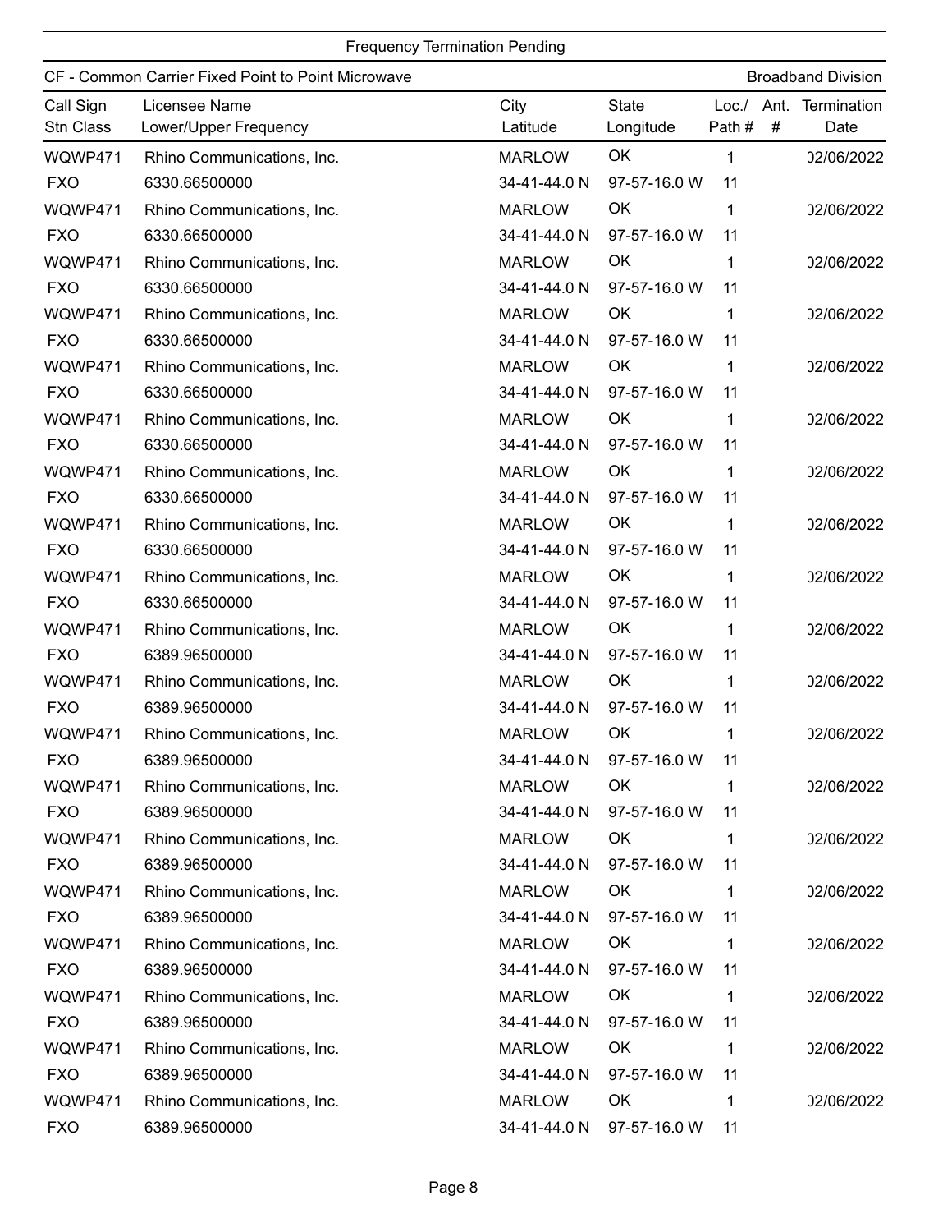Frequency Termination Pending

CF - Common Carrier Fixed Point to Point Microwave — Broadband Division

| Call Sign<br>Stn Class | Licensee Name<br>Lower/Upper Frequency | City<br>Latitude | State<br>Longitude | Loc./<br>Path # | Ant.<br># | Termination<br>Date |
|---|---|---|---|---|---|---|
| WQWP471 | Rhino Communications, Inc. | MARLOW | OK | 1 | | 02/06/2022 |
| FXO | 6330.66500000 | 34-41-44.0 N | 97-57-16.0 W | 11 | | |
| WQWP471 | Rhino Communications, Inc. | MARLOW | OK | 1 | | 02/06/2022 |
| FXO | 6330.66500000 | 34-41-44.0 N | 97-57-16.0 W | 11 | | |
| WQWP471 | Rhino Communications, Inc. | MARLOW | OK | 1 | | 02/06/2022 |
| FXO | 6330.66500000 | 34-41-44.0 N | 97-57-16.0 W | 11 | | |
| WQWP471 | Rhino Communications, Inc. | MARLOW | OK | 1 | | 02/06/2022 |
| FXO | 6330.66500000 | 34-41-44.0 N | 97-57-16.0 W | 11 | | |
| WQWP471 | Rhino Communications, Inc. | MARLOW | OK | 1 | | 02/06/2022 |
| FXO | 6330.66500000 | 34-41-44.0 N | 97-57-16.0 W | 11 | | |
| WQWP471 | Rhino Communications, Inc. | MARLOW | OK | 1 | | 02/06/2022 |
| FXO | 6330.66500000 | 34-41-44.0 N | 97-57-16.0 W | 11 | | |
| WQWP471 | Rhino Communications, Inc. | MARLOW | OK | 1 | | 02/06/2022 |
| FXO | 6330.66500000 | 34-41-44.0 N | 97-57-16.0 W | 11 | | |
| WQWP471 | Rhino Communications, Inc. | MARLOW | OK | 1 | | 02/06/2022 |
| FXO | 6330.66500000 | 34-41-44.0 N | 97-57-16.0 W | 11 | | |
| WQWP471 | Rhino Communications, Inc. | MARLOW | OK | 1 | | 02/06/2022 |
| FXO | 6330.66500000 | 34-41-44.0 N | 97-57-16.0 W | 11 | | |
| WQWP471 | Rhino Communications, Inc. | MARLOW | OK | 1 | | 02/06/2022 |
| FXO | 6389.96500000 | 34-41-44.0 N | 97-57-16.0 W | 11 | | |
| WQWP471 | Rhino Communications, Inc. | MARLOW | OK | 1 | | 02/06/2022 |
| FXO | 6389.96500000 | 34-41-44.0 N | 97-57-16.0 W | 11 | | |
| WQWP471 | Rhino Communications, Inc. | MARLOW | OK | 1 | | 02/06/2022 |
| FXO | 6389.96500000 | 34-41-44.0 N | 97-57-16.0 W | 11 | | |
| WQWP471 | Rhino Communications, Inc. | MARLOW | OK | 1 | | 02/06/2022 |
| FXO | 6389.96500000 | 34-41-44.0 N | 97-57-16.0 W | 11 | | |
| WQWP471 | Rhino Communications, Inc. | MARLOW | OK | 1 | | 02/06/2022 |
| FXO | 6389.96500000 | 34-41-44.0 N | 97-57-16.0 W | 11 | | |
| WQWP471 | Rhino Communications, Inc. | MARLOW | OK | 1 | | 02/06/2022 |
| FXO | 6389.96500000 | 34-41-44.0 N | 97-57-16.0 W | 11 | | |
| WQWP471 | Rhino Communications, Inc. | MARLOW | OK | 1 | | 02/06/2022 |
| FXO | 6389.96500000 | 34-41-44.0 N | 97-57-16.0 W | 11 | | |
| WQWP471 | Rhino Communications, Inc. | MARLOW | OK | 1 | | 02/06/2022 |
| FXO | 6389.96500000 | 34-41-44.0 N | 97-57-16.0 W | 11 | | |
| WQWP471 | Rhino Communications, Inc. | MARLOW | OK | 1 | | 02/06/2022 |
| FXO | 6389.96500000 | 34-41-44.0 N | 97-57-16.0 W | 11 | | |
| WQWP471 | Rhino Communications, Inc. | MARLOW | OK | 1 | | 02/06/2022 |
| FXO | 6389.96500000 | 34-41-44.0 N | 97-57-16.0 W | 11 | | |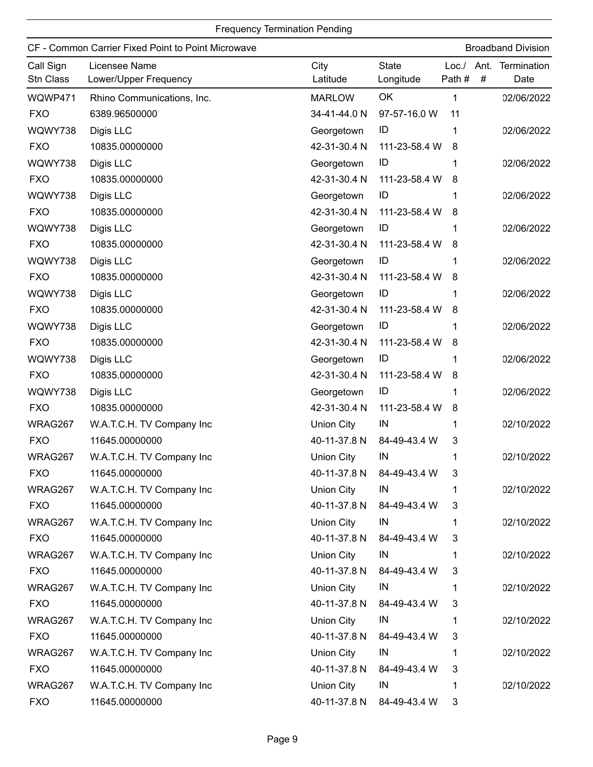Frequency Termination Pending

CF - Common Carrier Fixed Point to Point Microwave — Broadband Division

| Call Sign / Stn Class | Licensee Name / Lower/Upper Frequency | City / Latitude | State / Longitude | Loc./ Path # | Ant. # | Termination Date |
|---|---|---|---|---|---|---|
| WQWP471 | Rhino Communications, Inc. | MARLOW | OK | 1 | | 02/06/2022 |
| FXO | 6389.96500000 | 34-41-44.0 N | 97-57-16.0 W | 11 | | |
| WQWY738 | Digis LLC | Georgetown | ID | 1 | | 02/06/2022 |
| FXO | 10835.00000000 | 42-31-30.4 N | 111-23-58.4 W | 8 | | |
| WQWY738 | Digis LLC | Georgetown | ID | 1 | | 02/06/2022 |
| FXO | 10835.00000000 | 42-31-30.4 N | 111-23-58.4 W | 8 | | |
| WQWY738 | Digis LLC | Georgetown | ID | 1 | | 02/06/2022 |
| FXO | 10835.00000000 | 42-31-30.4 N | 111-23-58.4 W | 8 | | |
| WQWY738 | Digis LLC | Georgetown | ID | 1 | | 02/06/2022 |
| FXO | 10835.00000000 | 42-31-30.4 N | 111-23-58.4 W | 8 | | |
| WQWY738 | Digis LLC | Georgetown | ID | 1 | | 02/06/2022 |
| FXO | 10835.00000000 | 42-31-30.4 N | 111-23-58.4 W | 8 | | |
| WQWY738 | Digis LLC | Georgetown | ID | 1 | | 02/06/2022 |
| FXO | 10835.00000000 | 42-31-30.4 N | 111-23-58.4 W | 8 | | |
| WQWY738 | Digis LLC | Georgetown | ID | 1 | | 02/06/2022 |
| FXO | 10835.00000000 | 42-31-30.4 N | 111-23-58.4 W | 8 | | |
| WQWY738 | Digis LLC | Georgetown | ID | 1 | | 02/06/2022 |
| FXO | 10835.00000000 | 42-31-30.4 N | 111-23-58.4 W | 8 | | |
| WQWY738 | Digis LLC | Georgetown | ID | 1 | | 02/06/2022 |
| FXO | 10835.00000000 | 42-31-30.4 N | 111-23-58.4 W | 8 | | |
| WRAG267 | W.A.T.C.H. TV Company Inc | Union City | IN | 1 | | 02/10/2022 |
| FXO | 11645.00000000 | 40-11-37.8 N | 84-49-43.4 W | 3 | | |
| WRAG267 | W.A.T.C.H. TV Company Inc | Union City | IN | 1 | | 02/10/2022 |
| FXO | 11645.00000000 | 40-11-37.8 N | 84-49-43.4 W | 3 | | |
| WRAG267 | W.A.T.C.H. TV Company Inc | Union City | IN | 1 | | 02/10/2022 |
| FXO | 11645.00000000 | 40-11-37.8 N | 84-49-43.4 W | 3 | | |
| WRAG267 | W.A.T.C.H. TV Company Inc | Union City | IN | 1 | | 02/10/2022 |
| FXO | 11645.00000000 | 40-11-37.8 N | 84-49-43.4 W | 3 | | |
| WRAG267 | W.A.T.C.H. TV Company Inc | Union City | IN | 1 | | 02/10/2022 |
| FXO | 11645.00000000 | 40-11-37.8 N | 84-49-43.4 W | 3 | | |
| WRAG267 | W.A.T.C.H. TV Company Inc | Union City | IN | 1 | | 02/10/2022 |
| FXO | 11645.00000000 | 40-11-37.8 N | 84-49-43.4 W | 3 | | |
| WRAG267 | W.A.T.C.H. TV Company Inc | Union City | IN | 1 | | 02/10/2022 |
| FXO | 11645.00000000 | 40-11-37.8 N | 84-49-43.4 W | 3 | | |
| WRAG267 | W.A.T.C.H. TV Company Inc | Union City | IN | 1 | | 02/10/2022 |
| FXO | 11645.00000000 | 40-11-37.8 N | 84-49-43.4 W | 3 | | |
| WRAG267 | W.A.T.C.H. TV Company Inc | Union City | IN | 1 | | 02/10/2022 |
| FXO | 11645.00000000 | 40-11-37.8 N | 84-49-43.4 W | 3 | | |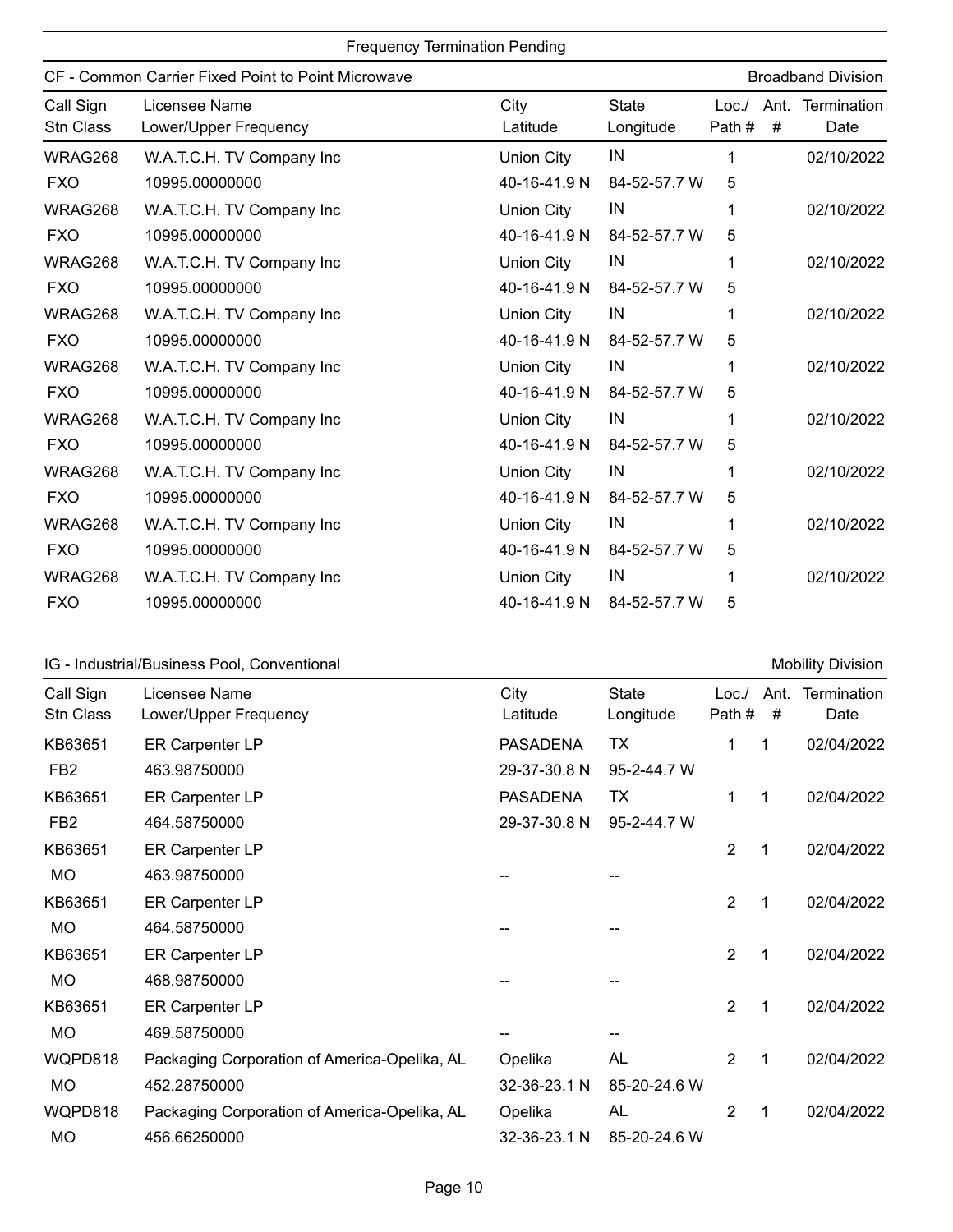Frequency Termination Pending

## CF - Common Carrier Fixed Point to Point Microwave — Broadband Division

| Call Sign<br>Stn Class | Licensee Name<br>Lower/Upper Frequency | City<br>Latitude | State<br>Longitude | Loc./<br>Path # | Ant.<br># | Termination<br>Date |
|---|---|---|---|---|---|---|
| WRAG268<br>FXO | W.A.T.C.H. TV Company Inc<br>10995.00000000 | Union City<br>40-16-41.9 N | IN<br>84-52-57.7 W | 1<br>5 | | 02/10/2022 |
| WRAG268<br>FXO | W.A.T.C.H. TV Company Inc<br>10995.00000000 | Union City<br>40-16-41.9 N | IN<br>84-52-57.7 W | 1<br>5 | | 02/10/2022 |
| WRAG268<br>FXO | W.A.T.C.H. TV Company Inc<br>10995.00000000 | Union City<br>40-16-41.9 N | IN<br>84-52-57.7 W | 1<br>5 | | 02/10/2022 |
| WRAG268<br>FXO | W.A.T.C.H. TV Company Inc<br>10995.00000000 | Union City<br>40-16-41.9 N | IN<br>84-52-57.7 W | 1<br>5 | | 02/10/2022 |
| WRAG268<br>FXO | W.A.T.C.H. TV Company Inc<br>10995.00000000 | Union City<br>40-16-41.9 N | IN<br>84-52-57.7 W | 1<br>5 | | 02/10/2022 |
| WRAG268<br>FXO | W.A.T.C.H. TV Company Inc<br>10995.00000000 | Union City<br>40-16-41.9 N | IN<br>84-52-57.7 W | 1<br>5 | | 02/10/2022 |
| WRAG268<br>FXO | W.A.T.C.H. TV Company Inc<br>10995.00000000 | Union City<br>40-16-41.9 N | IN<br>84-52-57.7 W | 1<br>5 | | 02/10/2022 |
| WRAG268<br>FXO | W.A.T.C.H. TV Company Inc<br>10995.00000000 | Union City<br>40-16-41.9 N | IN<br>84-52-57.7 W | 1<br>5 | | 02/10/2022 |
| WRAG268<br>FXO | W.A.T.C.H. TV Company Inc<br>10995.00000000 | Union City<br>40-16-41.9 N | IN<br>84-52-57.7 W | 1<br>5 | | 02/10/2022 |

## IG - Industrial/Business Pool, Conventional — Mobility Division

| Call Sign<br>Stn Class | Licensee Name<br>Lower/Upper Frequency | City<br>Latitude | State<br>Longitude | Loc./<br>Path # | Ant.<br># | Termination<br>Date |
|---|---|---|---|---|---|---|
| KB63651<br>FB2 | ER Carpenter LP<br>463.98750000 | PASADENA<br>29-37-30.8 N | TX<br>95-2-44.7 W | 1 | 1 | 02/04/2022 |
| KB63651<br>FB2 | ER Carpenter LP<br>464.58750000 | PASADENA<br>29-37-30.8 N | TX<br>95-2-44.7 W | 1 | 1 | 02/04/2022 |
| KB63651<br>MO | ER Carpenter LP<br>463.98750000 | <br>-- | <br>-- | 2 | 1 | 02/04/2022 |
| KB63651<br>MO | ER Carpenter LP<br>464.58750000 | <br>-- | <br>-- | 2 | 1 | 02/04/2022 |
| KB63651<br>MO | ER Carpenter LP<br>468.98750000 | <br>-- | <br>-- | 2 | 1 | 02/04/2022 |
| KB63651<br>MO | ER Carpenter LP<br>469.58750000 | <br>-- | <br>-- | 2 | 1 | 02/04/2022 |
| WQPD818<br>MO | Packaging Corporation of America-Opelika, AL<br>452.28750000 | Opelika<br>32-36-23.1 N | AL<br>85-20-24.6 W | 2 | 1 | 02/04/2022 |
| WQPD818<br>MO | Packaging Corporation of America-Opelika, AL<br>456.66250000 | Opelika<br>32-36-23.1 N | AL<br>85-20-24.6 W | 2 | 1 | 02/04/2022 |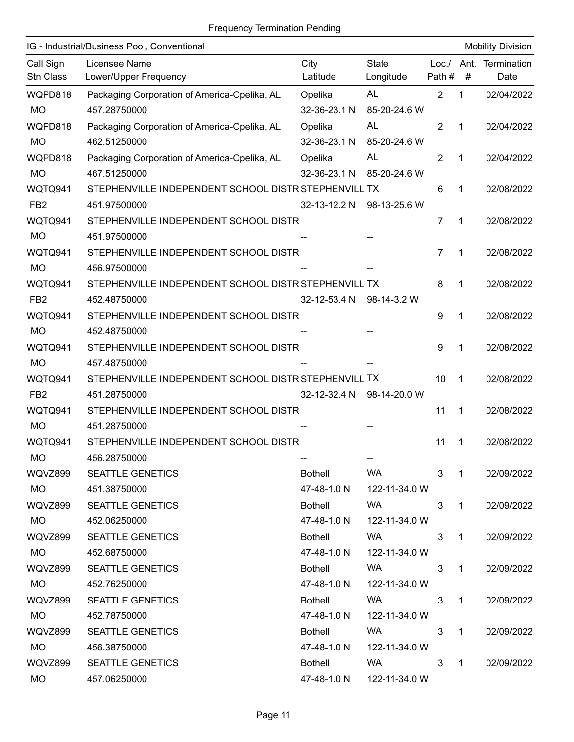## Frequency Termination Pending

**IG - Industrial/Business Pool, Conventional** — Mobility Division

| Call Sign / Stn Class | Licensee Name / Lower/Upper Frequency | City / Latitude | State / Longitude | Loc./ Path # | Ant. # | Termination Date |
|---|---|---|---|---|---|---|
| WQPD818 | Packaging Corporation of America-Opelika, AL | Opelika | AL | 2 | 1 | 02/04/2022 |
| MO | 457.28750000 | 32-36-23.1 N | 85-20-24.6 W | | | |
| WQPD818 | Packaging Corporation of America-Opelika, AL | Opelika | AL | 2 | 1 | 02/04/2022 |
| MO | 462.51250000 | 32-36-23.1 N | 85-20-24.6 W | | | |
| WQPD818 | Packaging Corporation of America-Opelika, AL | Opelika | AL | 2 | 1 | 02/04/2022 |
| MO | 467.51250000 | 32-36-23.1 N | 85-20-24.6 W | | | |
| WQTQ941 | STEPHENVILLE INDEPENDENT SCHOOL DISTR | STEPHENVILL | TX | 6 | 1 | 02/08/2022 |
| FB2 | 451.97500000 | 32-13-12.2 N | 98-13-25.6 W | | | |
| WQTQ941 | STEPHENVILLE INDEPENDENT SCHOOL DISTR | | | 7 | 1 | 02/08/2022 |
| MO | 451.97500000 | -- | -- | | | |
| WQTQ941 | STEPHENVILLE INDEPENDENT SCHOOL DISTR | | | 7 | 1 | 02/08/2022 |
| MO | 456.97500000 | -- | -- | | | |
| WQTQ941 | STEPHENVILLE INDEPENDENT SCHOOL DISTR | STEPHENVILL | TX | 8 | 1 | 02/08/2022 |
| FB2 | 452.48750000 | 32-12-53.4 N | 98-14-3.2 W | | | |
| WQTQ941 | STEPHENVILLE INDEPENDENT SCHOOL DISTR | | | 9 | 1 | 02/08/2022 |
| MO | 452.48750000 | -- | -- | | | |
| WQTQ941 | STEPHENVILLE INDEPENDENT SCHOOL DISTR | | | 9 | 1 | 02/08/2022 |
| MO | 457.48750000 | -- | -- | | | |
| WQTQ941 | STEPHENVILLE INDEPENDENT SCHOOL DISTR | STEPHENVILL | TX | 10 | 1 | 02/08/2022 |
| FB2 | 451.28750000 | 32-12-32.4 N | 98-14-20.0 W | | | |
| WQTQ941 | STEPHENVILLE INDEPENDENT SCHOOL DISTR | | | 11 | 1 | 02/08/2022 |
| MO | 451.28750000 | -- | -- | | | |
| WQTQ941 | STEPHENVILLE INDEPENDENT SCHOOL DISTR | | | 11 | 1 | 02/08/2022 |
| MO | 456.28750000 | -- | -- | | | |
| WQVZ899 | SEATTLE GENETICS | Bothell | WA | 3 | 1 | 02/09/2022 |
| MO | 451.38750000 | 47-48-1.0 N | 122-11-34.0 W | | | |
| WQVZ899 | SEATTLE GENETICS | Bothell | WA | 3 | 1 | 02/09/2022 |
| MO | 452.06250000 | 47-48-1.0 N | 122-11-34.0 W | | | |
| WQVZ899 | SEATTLE GENETICS | Bothell | WA | 3 | 1 | 02/09/2022 |
| MO | 452.68750000 | 47-48-1.0 N | 122-11-34.0 W | | | |
| WQVZ899 | SEATTLE GENETICS | Bothell | WA | 3 | 1 | 02/09/2022 |
| MO | 452.76250000 | 47-48-1.0 N | 122-11-34.0 W | | | |
| WQVZ899 | SEATTLE GENETICS | Bothell | WA | 3 | 1 | 02/09/2022 |
| MO | 452.78750000 | 47-48-1.0 N | 122-11-34.0 W | | | |
| WQVZ899 | SEATTLE GENETICS | Bothell | WA | 3 | 1 | 02/09/2022 |
| MO | 456.38750000 | 47-48-1.0 N | 122-11-34.0 W | | | |
| WQVZ899 | SEATTLE GENETICS | Bothell | WA | 3 | 1 | 02/09/2022 |
| MO | 457.06250000 | 47-48-1.0 N | 122-11-34.0 W | | | |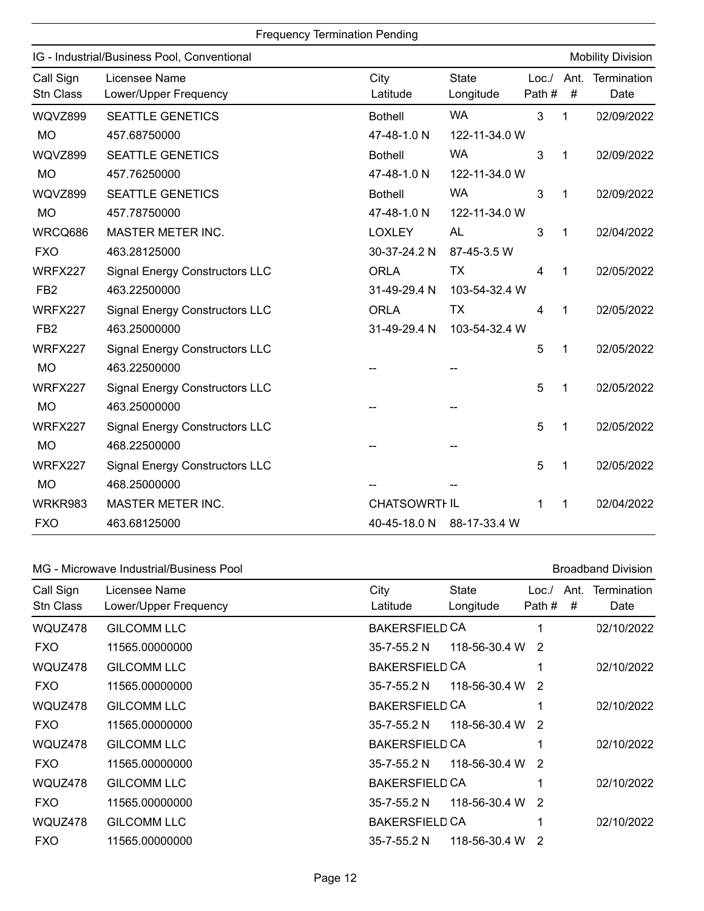## Frequency Termination Pending

### IG - Industrial/Business Pool, Conventional — Mobility Division

| Call Sign<br>Stn Class | Licensee Name<br>Lower/Upper Frequency | City<br>Latitude | State<br>Longitude | Loc./<br>Path # | Ant.<br># | Termination<br>Date |
|---|---|---|---|---|---|---|
| WQVZ899<br>MO | SEATTLE GENETICS<br>457.68750000 | Bothell<br>47-48-1.0 N | WA<br>122-11-34.0 W | 3 | 1 | 02/09/2022 |
| WQVZ899<br>MO | SEATTLE GENETICS<br>457.76250000 | Bothell<br>47-48-1.0 N | WA<br>122-11-34.0 W | 3 | 1 | 02/09/2022 |
| WQVZ899<br>MO | SEATTLE GENETICS<br>457.78750000 | Bothell<br>47-48-1.0 N | WA<br>122-11-34.0 W | 3 | 1 | 02/09/2022 |
| WRCQ686<br>FXO | MASTER METER INC.<br>463.28125000 | LOXLEY<br>30-37-24.2 N | AL<br>87-45-3.5 W | 3 | 1 | 02/04/2022 |
| WRFX227<br>FB2 | Signal Energy Constructors LLC<br>463.22500000 | ORLA<br>31-49-29.4 N | TX<br>103-54-32.4 W | 4 | 1 | 02/05/2022 |
| WRFX227<br>FB2 | Signal Energy Constructors LLC<br>463.25000000 | ORLA<br>31-49-29.4 N | TX<br>103-54-32.4 W | 4 | 1 | 02/05/2022 |
| WRFX227<br>MO | Signal Energy Constructors LLC<br>463.22500000 | <br>-- | <br>-- | 5 | 1 | 02/05/2022 |
| WRFX227<br>MO | Signal Energy Constructors LLC<br>463.25000000 | <br>-- | <br>-- | 5 | 1 | 02/05/2022 |
| WRFX227<br>MO | Signal Energy Constructors LLC<br>468.22500000 | <br>-- | <br>-- | 5 | 1 | 02/05/2022 |
| WRFX227<br>MO | Signal Energy Constructors LLC<br>468.25000000 | <br>-- | <br>-- | 5 | 1 | 02/05/2022 |
| WRKR983<br>FXO | MASTER METER INC.<br>463.68125000 | CHATSOWRTH<br>40-45-18.0 N | IL<br>88-17-33.4 W | 1 | 1 | 02/04/2022 |

### MG - Microwave Industrial/Business Pool — Broadband Division

| Call Sign<br>Stn Class | Licensee Name<br>Lower/Upper Frequency | City<br>Latitude | State<br>Longitude | Loc./<br>Path # | Ant.<br># | Termination<br>Date |
|---|---|---|---|---|---|---|
| WQUZ478<br>FXO | GILCOMM LLC<br>11565.00000000 | BAKERSFIELD<br>35-7-55.2 N | CA<br>118-56-30.4 W | 1<br>2 | | 02/10/2022 |
| WQUZ478<br>FXO | GILCOMM LLC<br>11565.00000000 | BAKERSFIELD<br>35-7-55.2 N | CA<br>118-56-30.4 W | 1<br>2 | | 02/10/2022 |
| WQUZ478<br>FXO | GILCOMM LLC<br>11565.00000000 | BAKERSFIELD<br>35-7-55.2 N | CA<br>118-56-30.4 W | 1<br>2 | | 02/10/2022 |
| WQUZ478<br>FXO | GILCOMM LLC<br>11565.00000000 | BAKERSFIELD<br>35-7-55.2 N | CA<br>118-56-30.4 W | 1<br>2 | | 02/10/2022 |
| WQUZ478<br>FXO | GILCOMM LLC<br>11565.00000000 | BAKERSFIELD<br>35-7-55.2 N | CA<br>118-56-30.4 W | 1<br>2 | | 02/10/2022 |
| WQUZ478<br>FXO | GILCOMM LLC<br>11565.00000000 | BAKERSFIELD<br>35-7-55.2 N | CA<br>118-56-30.4 W | 1<br>2 | | 02/10/2022 |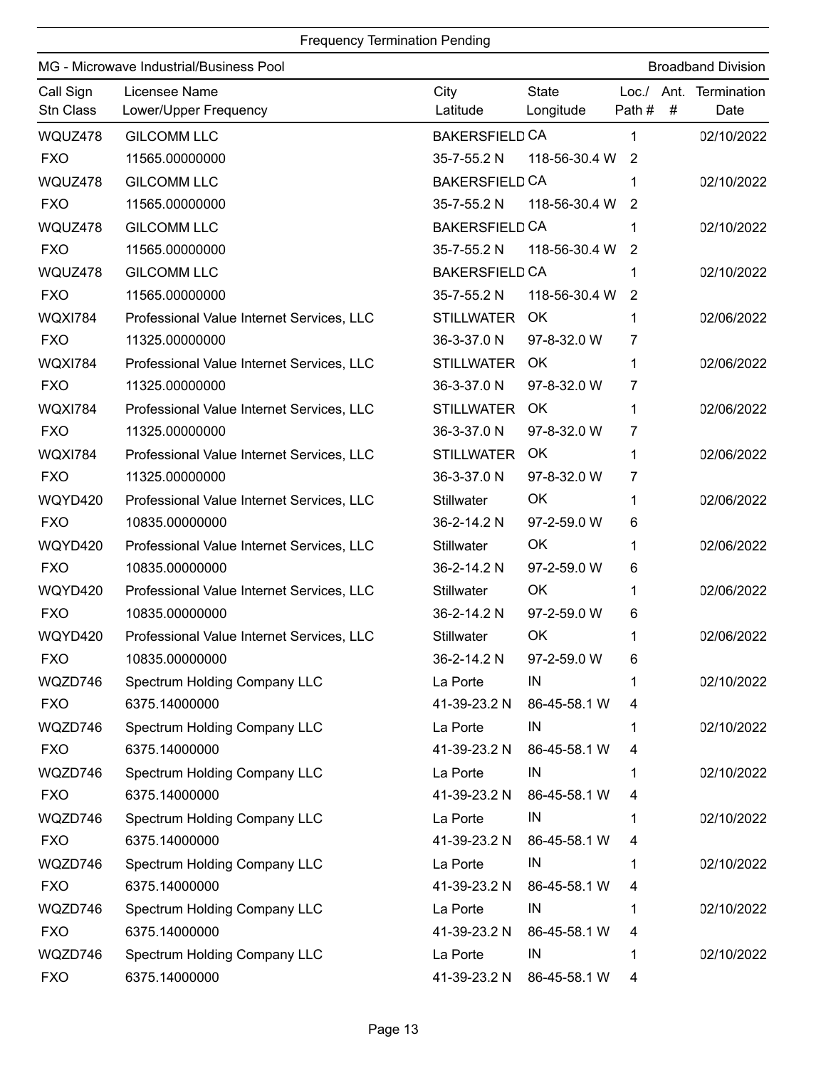Frequency Termination Pending

MG - Microwave Industrial/Business Pool — Broadband Division

| Call Sign<br>Stn Class | Licensee Name<br>Lower/Upper Frequency | City<br>Latitude | State<br>Longitude | Loc./<br>Path # | Ant.<br># | Termination<br>Date |
|---|---|---|---|---|---|---|
| WQUZ478 | GILCOMM LLC | BAKERSFIELD | CA | 1 | | 02/10/2022 |
| FXO | 11565.00000000 | 35-7-55.2 N | 118-56-30.4 W | 2 | | |
| WQUZ478 | GILCOMM LLC | BAKERSFIELD | CA | 1 | | 02/10/2022 |
| FXO | 11565.00000000 | 35-7-55.2 N | 118-56-30.4 W | 2 | | |
| WQUZ478 | GILCOMM LLC | BAKERSFIELD | CA | 1 | | 02/10/2022 |
| FXO | 11565.00000000 | 35-7-55.2 N | 118-56-30.4 W | 2 | | |
| WQUZ478 | GILCOMM LLC | BAKERSFIELD | CA | 1 | | 02/10/2022 |
| FXO | 11565.00000000 | 35-7-55.2 N | 118-56-30.4 W | 2 | | |
| WQXI784 | Professional Value Internet Services, LLC | STILLWATER | OK | 1 | | 02/06/2022 |
| FXO | 11325.00000000 | 36-3-37.0 N | 97-8-32.0 W | 7 | | |
| WQXI784 | Professional Value Internet Services, LLC | STILLWATER | OK | 1 | | 02/06/2022 |
| FXO | 11325.00000000 | 36-3-37.0 N | 97-8-32.0 W | 7 | | |
| WQXI784 | Professional Value Internet Services, LLC | STILLWATER | OK | 1 | | 02/06/2022 |
| FXO | 11325.00000000 | 36-3-37.0 N | 97-8-32.0 W | 7 | | |
| WQXI784 | Professional Value Internet Services, LLC | STILLWATER | OK | 1 | | 02/06/2022 |
| FXO | 11325.00000000 | 36-3-37.0 N | 97-8-32.0 W | 7 | | |
| WQYD420 | Professional Value Internet Services, LLC | Stillwater | OK | 1 | | 02/06/2022 |
| FXO | 10835.00000000 | 36-2-14.2 N | 97-2-59.0 W | 6 | | |
| WQYD420 | Professional Value Internet Services, LLC | Stillwater | OK | 1 | | 02/06/2022 |
| FXO | 10835.00000000 | 36-2-14.2 N | 97-2-59.0 W | 6 | | |
| WQYD420 | Professional Value Internet Services, LLC | Stillwater | OK | 1 | | 02/06/2022 |
| FXO | 10835.00000000 | 36-2-14.2 N | 97-2-59.0 W | 6 | | |
| WQYD420 | Professional Value Internet Services, LLC | Stillwater | OK | 1 | | 02/06/2022 |
| FXO | 10835.00000000 | 36-2-14.2 N | 97-2-59.0 W | 6 | | |
| WQZD746 | Spectrum Holding Company LLC | La Porte | IN | 1 | | 02/10/2022 |
| FXO | 6375.14000000 | 41-39-23.2 N | 86-45-58.1 W | 4 | | |
| WQZD746 | Spectrum Holding Company LLC | La Porte | IN | 1 | | 02/10/2022 |
| FXO | 6375.14000000 | 41-39-23.2 N | 86-45-58.1 W | 4 | | |
| WQZD746 | Spectrum Holding Company LLC | La Porte | IN | 1 | | 02/10/2022 |
| FXO | 6375.14000000 | 41-39-23.2 N | 86-45-58.1 W | 4 | | |
| WQZD746 | Spectrum Holding Company LLC | La Porte | IN | 1 | | 02/10/2022 |
| FXO | 6375.14000000 | 41-39-23.2 N | 86-45-58.1 W | 4 | | |
| WQZD746 | Spectrum Holding Company LLC | La Porte | IN | 1 | | 02/10/2022 |
| FXO | 6375.14000000 | 41-39-23.2 N | 86-45-58.1 W | 4 | | |
| WQZD746 | Spectrum Holding Company LLC | La Porte | IN | 1 | | 02/10/2022 |
| FXO | 6375.14000000 | 41-39-23.2 N | 86-45-58.1 W | 4 | | |
| WQZD746 | Spectrum Holding Company LLC | La Porte | IN | 1 | | 02/10/2022 |
| FXO | 6375.14000000 | 41-39-23.2 N | 86-45-58.1 W | 4 | | |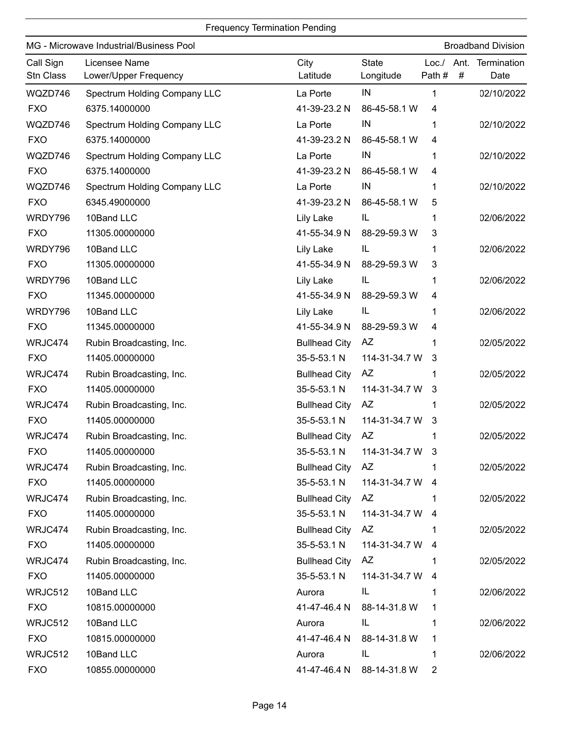Frequency Termination Pending

MG - Microwave Industrial/Business Pool — Broadband Division

| Call Sign<br>Stn Class | Licensee Name<br>Lower/Upper Frequency | City<br>Latitude | State<br>Longitude | Loc./<br>Path # | Ant.<br># | Termination<br>Date |
|---|---|---|---|---|---|---|
| WQZD746<br>FXO | Spectrum Holding Company LLC<br>6375.14000000 | La Porte<br>41-39-23.2 N | IN<br>86-45-58.1 W | 1<br>4 | | 02/10/2022 |
| WQZD746<br>FXO | Spectrum Holding Company LLC<br>6375.14000000 | La Porte<br>41-39-23.2 N | IN<br>86-45-58.1 W | 1<br>4 | | 02/10/2022 |
| WQZD746<br>FXO | Spectrum Holding Company LLC<br>6375.14000000 | La Porte<br>41-39-23.2 N | IN<br>86-45-58.1 W | 1<br>4 | | 02/10/2022 |
| WQZD746<br>FXO | Spectrum Holding Company LLC<br>6345.49000000 | La Porte<br>41-39-23.2 N | IN<br>86-45-58.1 W | 1<br>5 | | 02/10/2022 |
| WRDY796<br>FXO | 10Band LLC<br>11305.00000000 | Lily Lake<br>41-55-34.9 N | IL<br>88-29-59.3 W | 1<br>3 | | 02/06/2022 |
| WRDY796<br>FXO | 10Band LLC<br>11305.00000000 | Lily Lake<br>41-55-34.9 N | IL<br>88-29-59.3 W | 1<br>3 | | 02/06/2022 |
| WRDY796<br>FXO | 10Band LLC<br>11345.00000000 | Lily Lake<br>41-55-34.9 N | IL<br>88-29-59.3 W | 1<br>4 | | 02/06/2022 |
| WRDY796<br>FXO | 10Band LLC<br>11345.00000000 | Lily Lake<br>41-55-34.9 N | IL<br>88-29-59.3 W | 1<br>4 | | 02/06/2022 |
| WRJC474<br>FXO | Rubin Broadcasting, Inc.<br>11405.00000000 | Bullhead City<br>35-5-53.1 N | AZ<br>114-31-34.7 W | 1<br>3 | | 02/05/2022 |
| WRJC474<br>FXO | Rubin Broadcasting, Inc.<br>11405.00000000 | Bullhead City<br>35-5-53.1 N | AZ<br>114-31-34.7 W | 1<br>3 | | 02/05/2022 |
| WRJC474<br>FXO | Rubin Broadcasting, Inc.<br>11405.00000000 | Bullhead City<br>35-5-53.1 N | AZ<br>114-31-34.7 W | 1<br>3 | | 02/05/2022 |
| WRJC474<br>FXO | Rubin Broadcasting, Inc.<br>11405.00000000 | Bullhead City<br>35-5-53.1 N | AZ<br>114-31-34.7 W | 1<br>3 | | 02/05/2022 |
| WRJC474<br>FXO | Rubin Broadcasting, Inc.<br>11405.00000000 | Bullhead City<br>35-5-53.1 N | AZ<br>114-31-34.7 W | 1<br>4 | | 02/05/2022 |
| WRJC474<br>FXO | Rubin Broadcasting, Inc.<br>11405.00000000 | Bullhead City<br>35-5-53.1 N | AZ<br>114-31-34.7 W | 1<br>4 | | 02/05/2022 |
| WRJC474<br>FXO | Rubin Broadcasting, Inc.<br>11405.00000000 | Bullhead City<br>35-5-53.1 N | AZ<br>114-31-34.7 W | 1<br>4 | | 02/05/2022 |
| WRJC474<br>FXO | Rubin Broadcasting, Inc.<br>11405.00000000 | Bullhead City<br>35-5-53.1 N | AZ<br>114-31-34.7 W | 1<br>4 | | 02/05/2022 |
| WRJC512<br>FXO | 10Band LLC<br>10815.00000000 | Aurora<br>41-47-46.4 N | IL<br>88-14-31.8 W | 1<br>1 | | 02/06/2022 |
| WRJC512<br>FXO | 10Band LLC<br>10815.00000000 | Aurora<br>41-47-46.4 N | IL<br>88-14-31.8 W | 1<br>1 | | 02/06/2022 |
| WRJC512<br>FXO | 10Band LLC<br>10855.00000000 | Aurora<br>41-47-46.4 N | IL<br>88-14-31.8 W | 1<br>2 | | 02/06/2022 |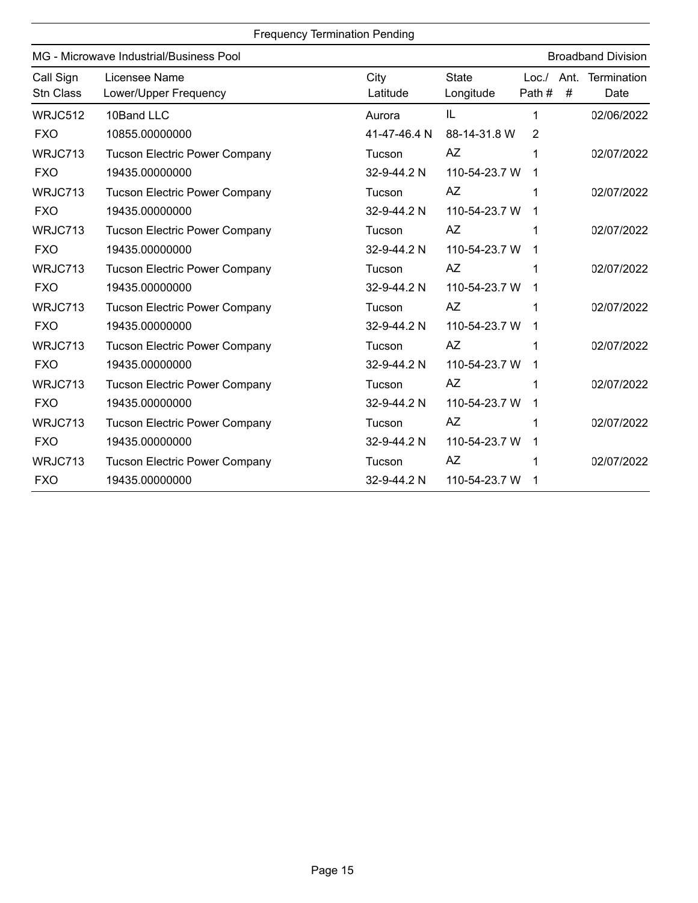Frequency Termination Pending

MG - Microwave Industrial/Business Pool | Broadband Division

| Call Sign<br>Stn Class | Licensee Name<br>Lower/Upper Frequency | City<br>Latitude | State<br>Longitude | Loc./<br>Path # | Ant.<br># | Termination<br>Date |
|---|---|---|---|---|---|---|
| WRJC512 | 10Band LLC | Aurora | IL | 1 | | 02/06/2022 |
| FXO | 10855.00000000 | 41-47-46.4 N | 88-14-31.8 W | 2 | | |
| WRJC713 | Tucson Electric Power Company | Tucson | AZ | 1 | | 02/07/2022 |
| FXO | 19435.00000000 | 32-9-44.2 N | 110-54-23.7 W | 1 | | |
| WRJC713 | Tucson Electric Power Company | Tucson | AZ | 1 | | 02/07/2022 |
| FXO | 19435.00000000 | 32-9-44.2 N | 110-54-23.7 W | 1 | | |
| WRJC713 | Tucson Electric Power Company | Tucson | AZ | 1 | | 02/07/2022 |
| FXO | 19435.00000000 | 32-9-44.2 N | 110-54-23.7 W | 1 | | |
| WRJC713 | Tucson Electric Power Company | Tucson | AZ | 1 | | 02/07/2022 |
| FXO | 19435.00000000 | 32-9-44.2 N | 110-54-23.7 W | 1 | | |
| WRJC713 | Tucson Electric Power Company | Tucson | AZ | 1 | | 02/07/2022 |
| FXO | 19435.00000000 | 32-9-44.2 N | 110-54-23.7 W | 1 | | |
| WRJC713 | Tucson Electric Power Company | Tucson | AZ | 1 | | 02/07/2022 |
| FXO | 19435.00000000 | 32-9-44.2 N | 110-54-23.7 W | 1 | | |
| WRJC713 | Tucson Electric Power Company | Tucson | AZ | 1 | | 02/07/2022 |
| FXO | 19435.00000000 | 32-9-44.2 N | 110-54-23.7 W | 1 | | |
| WRJC713 | Tucson Electric Power Company | Tucson | AZ | 1 | | 02/07/2022 |
| FXO | 19435.00000000 | 32-9-44.2 N | 110-54-23.7 W | 1 | | |
| WRJC713 | Tucson Electric Power Company | Tucson | AZ | 1 | | 02/07/2022 |
| FXO | 19435.00000000 | 32-9-44.2 N | 110-54-23.7 W | 1 | | |